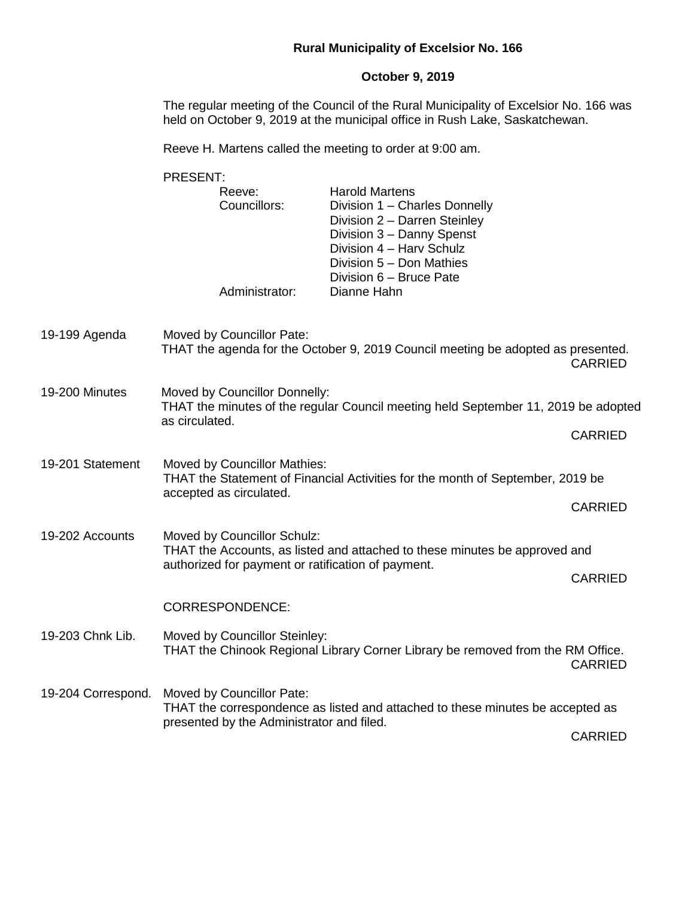# Rural Municipality of Excelsior No. 166

## October 9, 2019

The regular meeting of the Council of the Rural Municipality of Excelsior No. 166 was held on October 9, 2019 at the municipal office in Rush Lake, Saskatchewan.

Reeve H. Martens called the meeting to order at 9:00 am.

PRESENT:

| | |
|---|---|
| Reeve: | Harold Martens |
| Councillors: | Division 1 – Charles Donnelly |
| | Division 2 – Darren Steinley |
| | Division 3 – Danny Spenst |
| | Division 4 – Harv Schulz |
| | Division 5 – Don Mathies |
| | Division 6 – Bruce Pate |
| Administrator: | Dianne Hahn |

**19-199 Agenda**

Moved by Councillor Pate:
THAT the agenda for the October 9, 2019 Council meeting be adopted as presented.

CARRIED

**19-200 Minutes**

Moved by Councillor Donnelly:
THAT the minutes of the regular Council meeting held September 11, 2019 be adopted as circulated.

CARRIED

**19-201 Statement**

Moved by Councillor Mathies:
THAT the Statement of Financial Activities for the month of September, 2019 be accepted as circulated.

CARRIED

**19-202 Accounts**

Moved by Councillor Schulz:
THAT the Accounts, as listed and attached to these minutes be approved and authorized for payment or ratification of payment.

CARRIED

CORRESPONDENCE:

**19-203 Chnk Lib.**

Moved by Councillor Steinley:
THAT the Chinook Regional Library Corner Library be removed from the RM Office.

CARRIED

**19-204 Correspond.**

Moved by Councillor Pate:
THAT the correspondence as listed and attached to these minutes be accepted as presented by the Administrator and filed.

CARRIED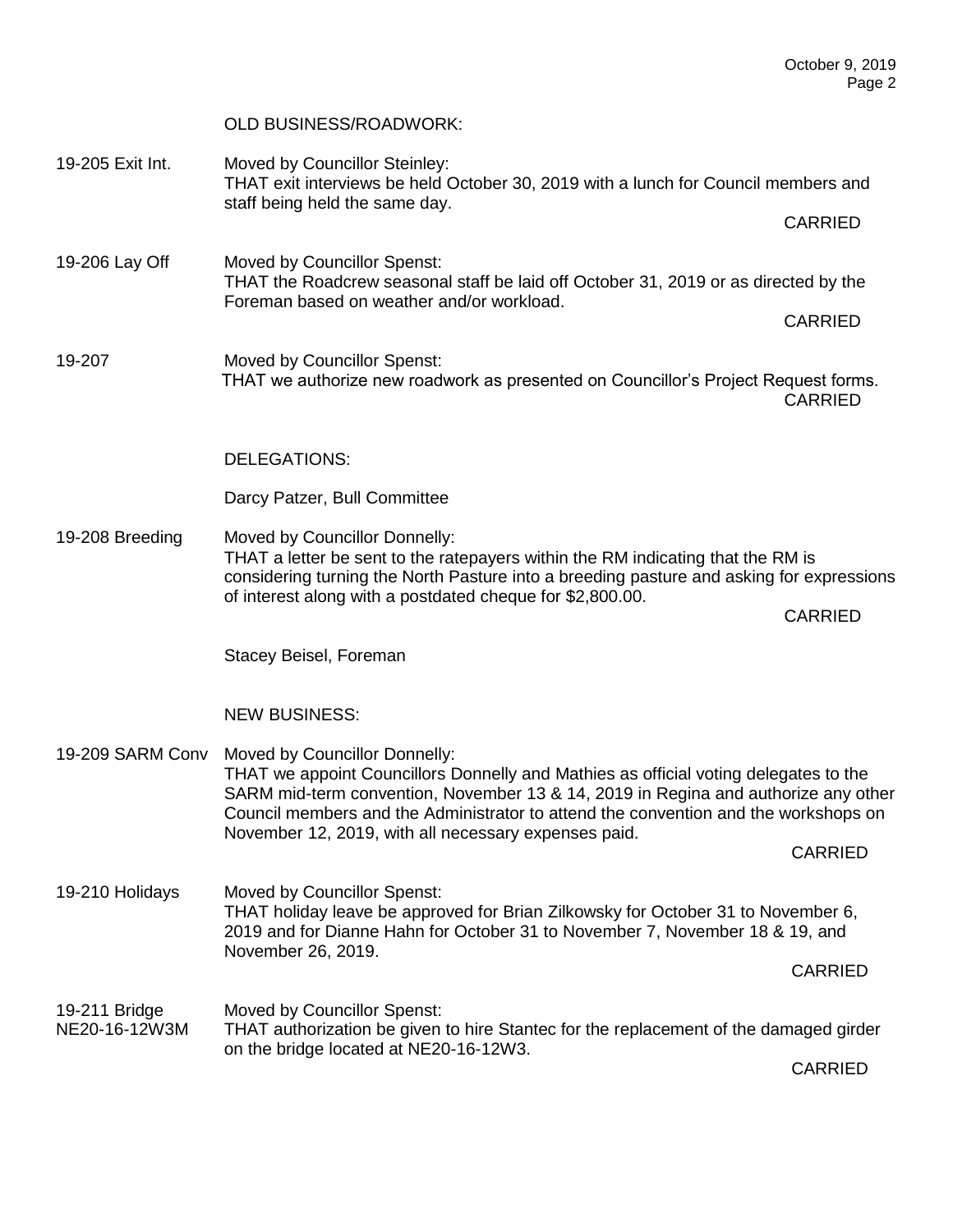OLD BUSINESS/ROADWORK:

19-205 Exit Int. Moved by Councillor Steinley:
THAT exit interviews be held October 30, 2019 with a lunch for Council members and staff being held the same day.

CARRIED

19-206 Lay Off Moved by Councillor Spenst:
THAT the Roadcrew seasonal staff be laid off October 31, 2019 or as directed by the Foreman based on weather and/or workload.

CARRIED

19-207 Moved by Councillor Spenst:
THAT we authorize new roadwork as presented on Councillor's Project Request forms.

CARRIED

DELEGATIONS:

Darcy Patzer, Bull Committee

19-208 Breeding Moved by Councillor Donnelly:
THAT a letter be sent to the ratepayers within the RM indicating that the RM is considering turning the North Pasture into a breeding pasture and asking for expressions of interest along with a postdated cheque for $2,800.00.

CARRIED

Stacey Beisel, Foreman

NEW BUSINESS:

19-209 SARM Conv Moved by Councillor Donnelly:
THAT we appoint Councillors Donnelly and Mathies as official voting delegates to the SARM mid-term convention, November 13 & 14, 2019 in Regina and authorize any other Council members and the Administrator to attend the convention and the workshops on November 12, 2019, with all necessary expenses paid.

CARRIED

19-210 Holidays Moved by Councillor Spenst:
THAT holiday leave be approved for Brian Zilkowsky for October 31 to November 6, 2019 and for Dianne Hahn for October 31 to November 7, November 18 & 19, and November 26, 2019.

CARRIED

19-211 Bridge NE20-16-12W3M Moved by Councillor Spenst:
THAT authorization be given to hire Stantec for the replacement of the damaged girder on the bridge located at NE20-16-12W3.

CARRIED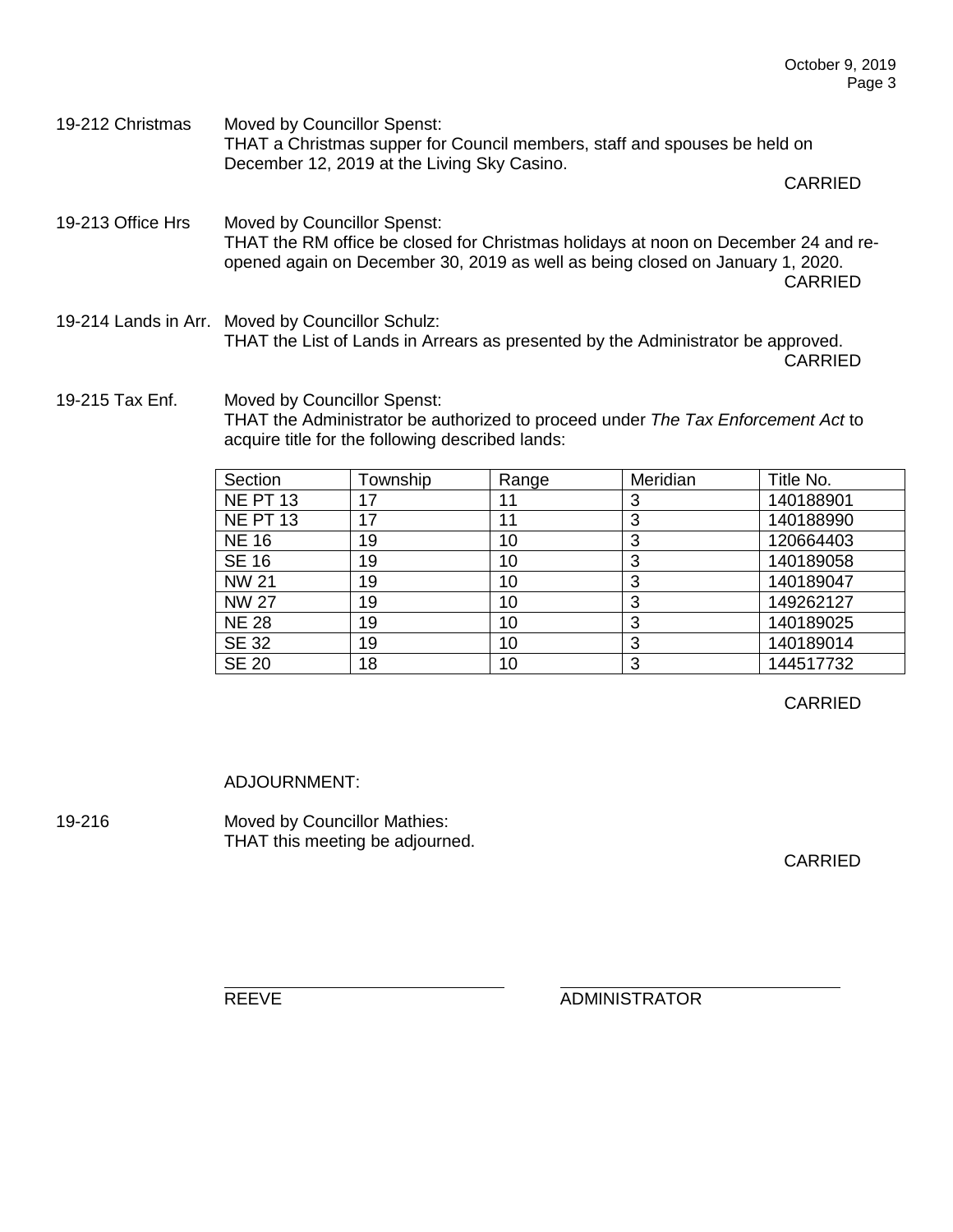19-212 Christmas Moved by Councillor Spenst:
THAT a Christmas supper for Council members, staff and spouses be held on December 12, 2019 at the Living Sky Casino.

CARRIED

19-213 Office Hrs Moved by Councillor Spenst:
THAT the RM office be closed for Christmas holidays at noon on December 24 and re-opened again on December 30, 2019 as well as being closed on January 1, 2020.

CARRIED

19-214 Lands in Arr. Moved by Councillor Schulz:
THAT the List of Lands in Arrears as presented by the Administrator be approved.

CARRIED

19-215 Tax Enf. Moved by Councillor Spenst:
THAT the Administrator be authorized to proceed under *The Tax Enforcement Act* to acquire title for the following described lands:

| Section | Township | Range | Meridian | Title No. |
|---|---|---|---|---|
| NE PT 13 | 17 | 11 | 3 | 140188901 |
| NE PT 13 | 17 | 11 | 3 | 140188990 |
| NE 16 | 19 | 10 | 3 | 120664403 |
| SE 16 | 19 | 10 | 3 | 140189058 |
| NW 21 | 19 | 10 | 3 | 140189047 |
| NW 27 | 19 | 10 | 3 | 149262127 |
| NE 28 | 19 | 10 | 3 | 140189025 |
| SE 32 | 19 | 10 | 3 | 140189014 |
| SE 20 | 18 | 10 | 3 | 144517732 |

CARRIED

ADJOURNMENT:

19-216 Moved by Councillor Mathies:
THAT this meeting be adjourned.

CARRIED

REEVE ADMINISTRATOR